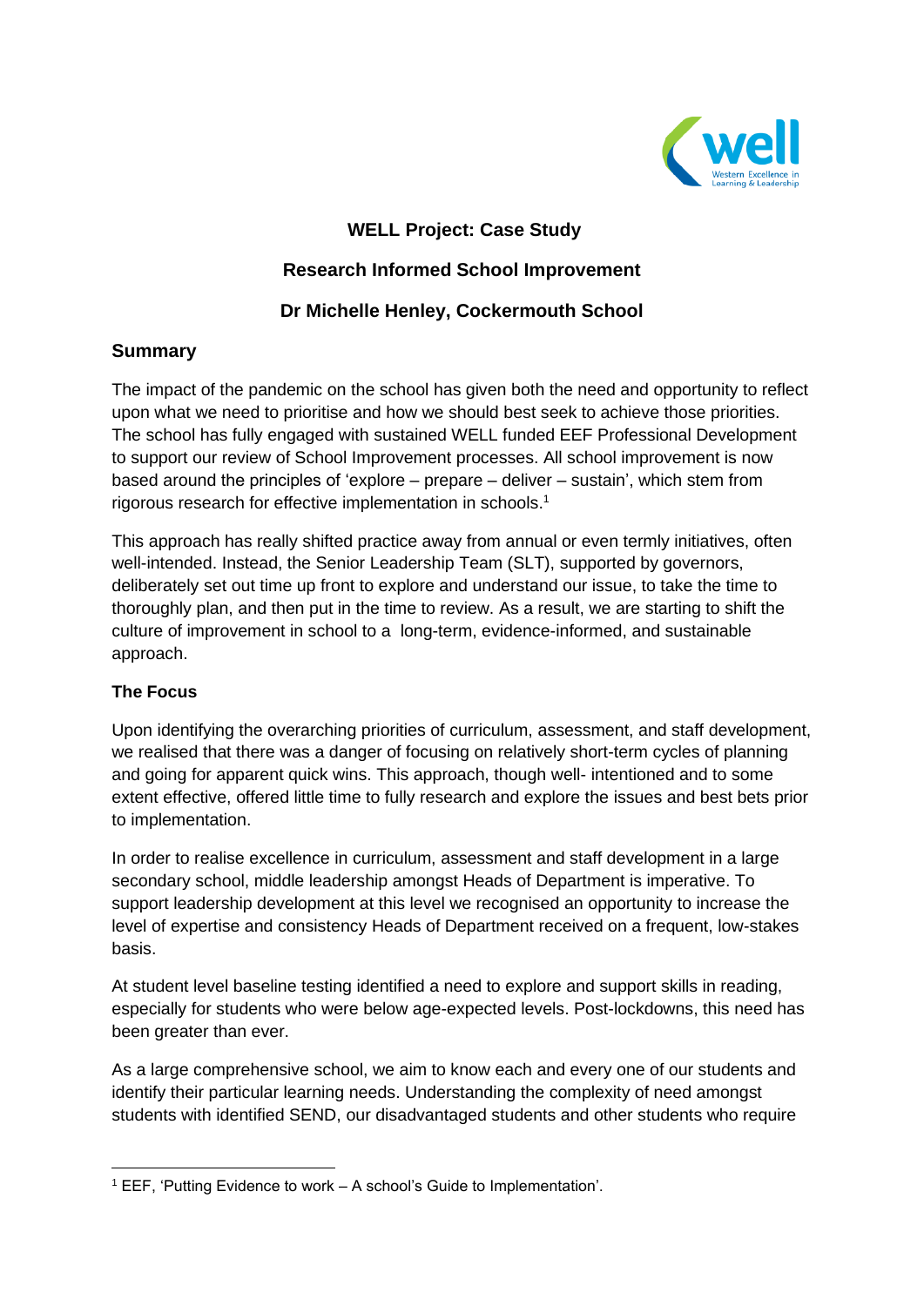# WELL Project: Case Study

## Research Informed School Improvement

## Dr Michelle Henley, Cockermouth School

### Summary

The impact of the pandemic on the school has given both the need and opportunity to reflect upon what we need to prioritise and how we should best seek to achieve those priorities. The school has fully engaged with sustained WELL funded EEF Professional Development to support our review of School Improvement processes. All school improvement is now based around the principles of 'explore – prepare – deliver – sustain', which stem from rigorous research for effective implementation in schools.[1]

This approach has really shifted practice away from annual or even termly initiatives, often well-intended. Instead, the Senior Leadership Team (SLT), supported by governors, deliberately set out time up front to explore and understand our issue, to take the time to thoroughly plan, and then put in the time to review. As a result, we are starting to shift the culture of improvement in school to a long-term, evidence-informed, and sustainable approach.

**The Focus**

Upon identifying the overarching priorities of curriculum, assessment, and staff development, we realised that there was a danger of focusing on relatively short-term cycles of planning and going for apparent quick wins. This approach, though well- intentioned and to some extent effective, offered little time to fully research and explore the issues and best bets prior to implementation.

In order to realise excellence in curriculum, assessment and staff development in a large secondary school, middle leadership amongst Heads of Department is imperative. To support leadership development at this level we recognised an opportunity to increase the level of expertise and consistency Heads of Department received on a frequent, low-stakes basis.

At student level baseline testing identified a need to explore and support skills in reading, especially for students who were below age-expected levels. Post-lockdowns, this need has been greater than ever.

As a large comprehensive school, we aim to know each and every one of our students and identify their particular learning needs. Understanding the complexity of need amongst students with identified SEND, our disadvantaged students and other students who require

---

[1] EEF, 'Putting Evidence to work – A school's Guide to Implementation'.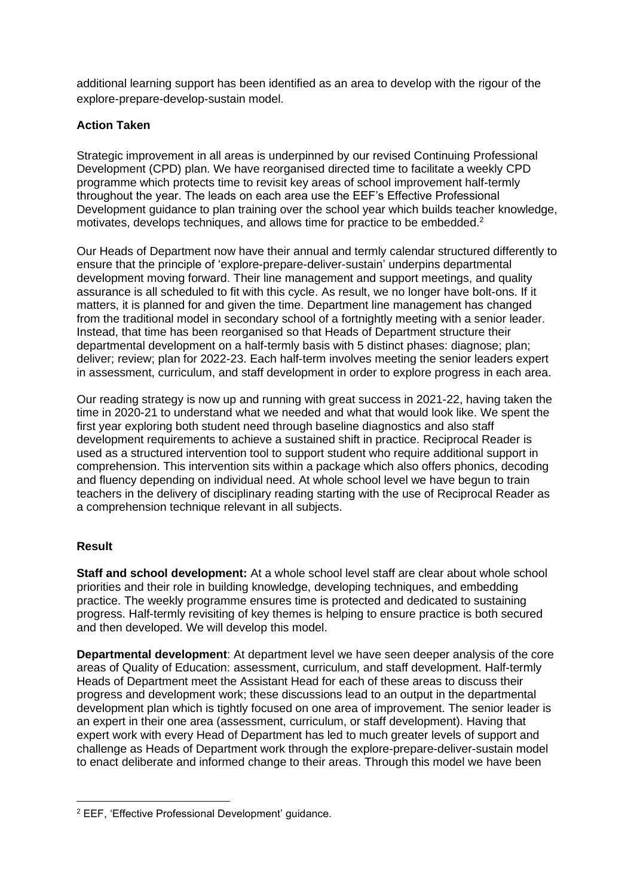additional learning support has been identified as an area to develop with the rigour of the explore-prepare-develop-sustain model.

**Action Taken**

Strategic improvement in all areas is underpinned by our revised Continuing Professional Development (CPD) plan. We have reorganised directed time to facilitate a weekly CPD programme which protects time to revisit key areas of school improvement half-termly throughout the year. The leads on each area use the EEF's Effective Professional Development guidance to plan training over the school year which builds teacher knowledge, motivates, develops techniques, and allows time for practice to be embedded.[2]

Our Heads of Department now have their annual and termly calendar structured differently to ensure that the principle of 'explore-prepare-deliver-sustain' underpins departmental development moving forward. Their line management and support meetings, and quality assurance is all scheduled to fit with this cycle. As result, we no longer have bolt-ons. If it matters, it is planned for and given the time. Department line management has changed from the traditional model in secondary school of a fortnightly meeting with a senior leader. Instead, that time has been reorganised so that Heads of Department structure their departmental development on a half-termly basis with 5 distinct phases: diagnose; plan; deliver; review; plan for 2022-23. Each half-term involves meeting the senior leaders expert in assessment, curriculum, and staff development in order to explore progress in each area.

Our reading strategy is now up and running with great success in 2021-22, having taken the time in 2020-21 to understand what we needed and what that would look like. We spent the first year exploring both student need through baseline diagnostics and also staff development requirements to achieve a sustained shift in practice. Reciprocal Reader is used as a structured intervention tool to support student who require additional support in comprehension. This intervention sits within a package which also offers phonics, decoding and fluency depending on individual need. At whole school level we have begun to train teachers in the delivery of disciplinary reading starting with the use of Reciprocal Reader as a comprehension technique relevant in all subjects.

**Result**

**Staff and school development:** At a whole school level staff are clear about whole school priorities and their role in building knowledge, developing techniques, and embedding practice. The weekly programme ensures time is protected and dedicated to sustaining progress. Half-termly revisiting of key themes is helping to ensure practice is both secured and then developed. We will develop this model.

**Departmental development**: At department level we have seen deeper analysis of the core areas of Quality of Education: assessment, curriculum, and staff development. Half-termly Heads of Department meet the Assistant Head for each of these areas to discuss their progress and development work; these discussions lead to an output in the departmental development plan which is tightly focused on one area of improvement. The senior leader is an expert in their one area (assessment, curriculum, or staff development). Having that expert work with every Head of Department has led to much greater levels of support and challenge as Heads of Department work through the explore-prepare-deliver-sustain model to enact deliberate and informed change to their areas. Through this model we have been

[2] EEF, 'Effective Professional Development' guidance.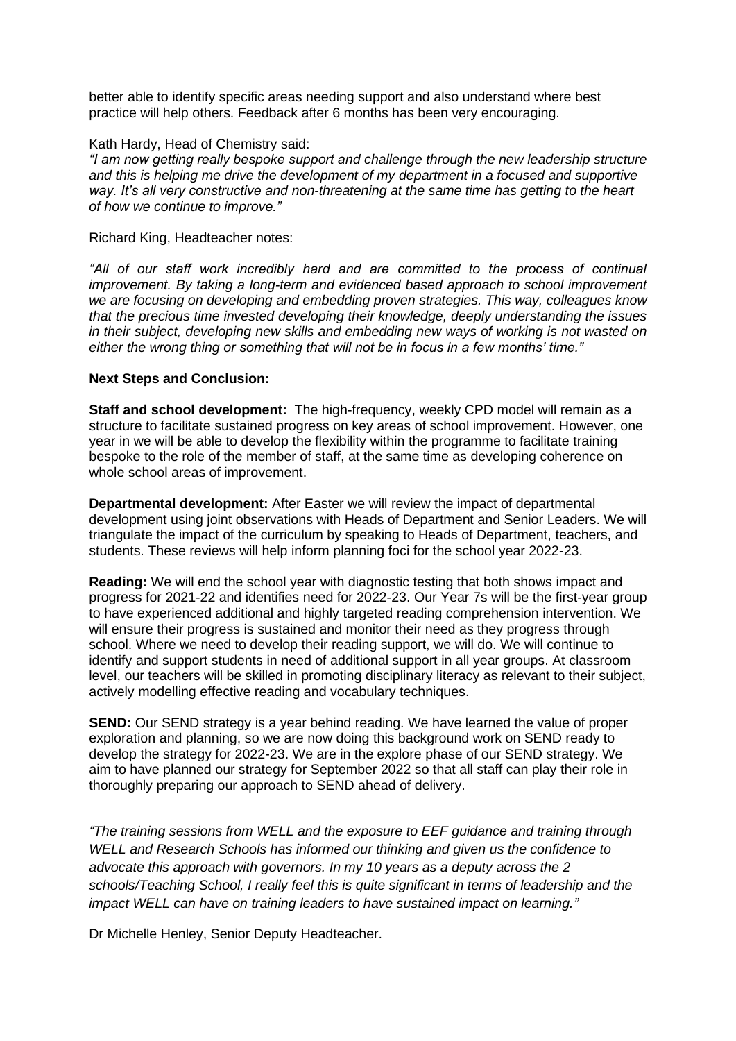better able to identify specific areas needing support and also understand where best practice will help others. Feedback after 6 months has been very encouraging.

Kath Hardy, Head of Chemistry said:

*"I am now getting really bespoke support and challenge through the new leadership structure and this is helping me drive the development of my department in a focused and supportive way. It's all very constructive and non-threatening at the same time has getting to the heart of how we continue to improve."*

Richard King, Headteacher notes:

*"All of our staff work incredibly hard and are committed to the process of continual improvement. By taking a long-term and evidenced based approach to school improvement we are focusing on developing and embedding proven strategies. This way, colleagues know that the precious time invested developing their knowledge, deeply understanding the issues in their subject, developing new skills and embedding new ways of working is not wasted on either the wrong thing or something that will not be in focus in a few months' time."*

**Next Steps and Conclusion:**

**Staff and school development:** The high-frequency, weekly CPD model will remain as a structure to facilitate sustained progress on key areas of school improvement. However, one year in we will be able to develop the flexibility within the programme to facilitate training bespoke to the role of the member of staff, at the same time as developing coherence on whole school areas of improvement.

**Departmental development:** After Easter we will review the impact of departmental development using joint observations with Heads of Department and Senior Leaders. We will triangulate the impact of the curriculum by speaking to Heads of Department, teachers, and students. These reviews will help inform planning foci for the school year 2022-23.

**Reading:** We will end the school year with diagnostic testing that both shows impact and progress for 2021-22 and identifies need for 2022-23. Our Year 7s will be the first-year group to have experienced additional and highly targeted reading comprehension intervention. We will ensure their progress is sustained and monitor their need as they progress through school. Where we need to develop their reading support, we will do. We will continue to identify and support students in need of additional support in all year groups. At classroom level, our teachers will be skilled in promoting disciplinary literacy as relevant to their subject, actively modelling effective reading and vocabulary techniques.

**SEND:** Our SEND strategy is a year behind reading. We have learned the value of proper exploration and planning, so we are now doing this background work on SEND ready to develop the strategy for 2022-23. We are in the explore phase of our SEND strategy. We aim to have planned our strategy for September 2022 so that all staff can play their role in thoroughly preparing our approach to SEND ahead of delivery.

*"The training sessions from WELL and the exposure to EEF guidance and training through WELL and Research Schools has informed our thinking and given us the confidence to advocate this approach with governors. In my 10 years as a deputy across the 2 schools/Teaching School, I really feel this is quite significant in terms of leadership and the impact WELL can have on training leaders to have sustained impact on learning."*

Dr Michelle Henley, Senior Deputy Headteacher.